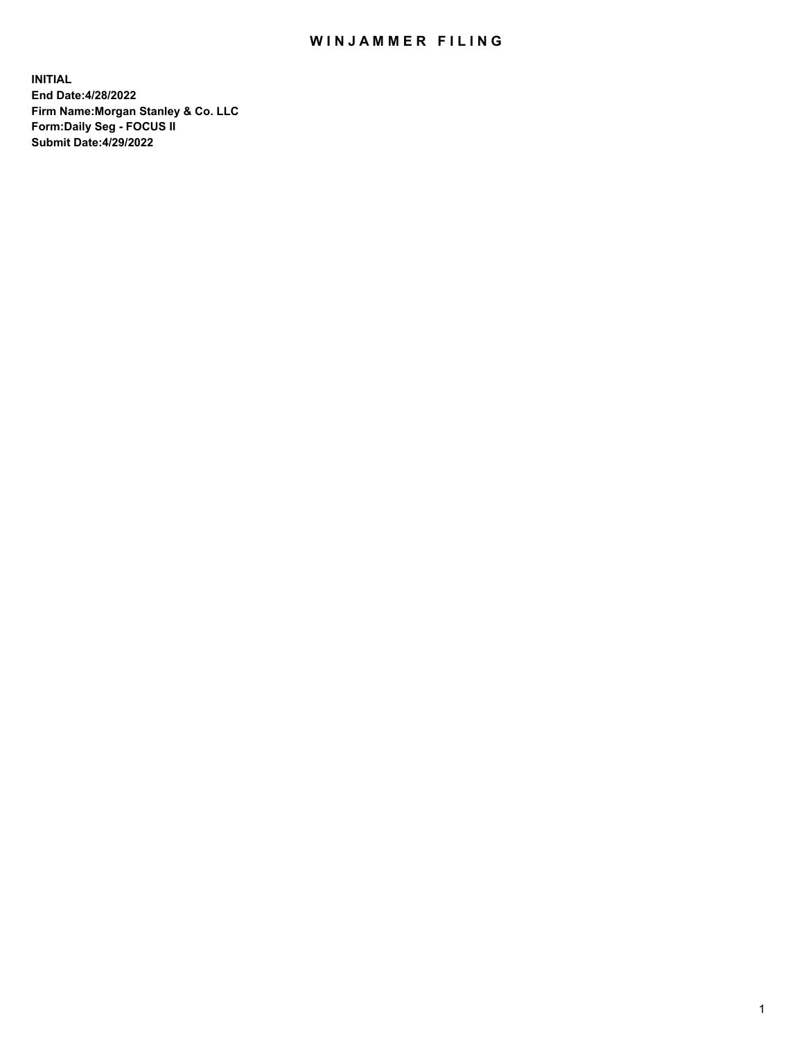# WINJAMMER FILING

**INITIAL**
**End Date:4/28/2022**
**Firm Name:Morgan Stanley & Co. LLC**
**Form:Daily Seg - FOCUS II**
**Submit Date:4/29/2022**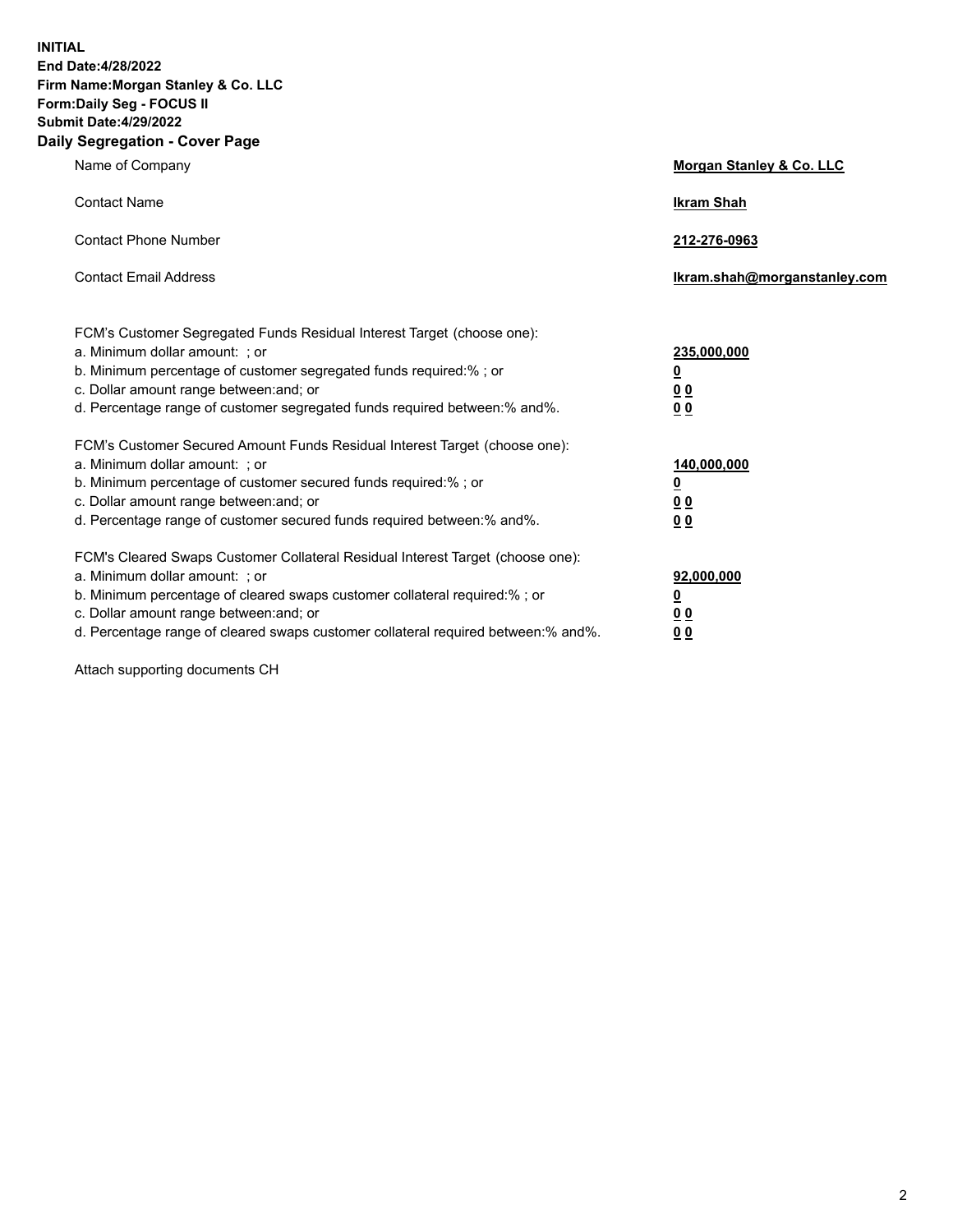**INITIAL**
**End Date:4/28/2022**
**Firm Name:Morgan Stanley & Co. LLC**
**Form:Daily Seg - FOCUS II**
**Submit Date:4/29/2022**
**Daily Segregation - Cover Page**

| | |
|---|---|
| Name of Company | **Morgan Stanley & Co. LLC** |
| Contact Name | **Ikram Shah** |
| Contact Phone Number | **212-276-0963** |
| Contact Email Address | **Ikram.shah@morganstanley.com** |
| | |
| FCM's Customer Segregated Funds Residual Interest Target (choose one): | |
| a. Minimum dollar amount: ; or | **235,000,000** |
| b. Minimum percentage of customer segregated funds required:% ; or | **0** |
| c. Dollar amount range between:and; or | **0 0** |
| d. Percentage range of customer segregated funds required between:% and%. | **0 0** |
| | |
| FCM's Customer Secured Amount Funds Residual Interest Target (choose one): | |
| a. Minimum dollar amount: ; or | **140,000,000** |
| b. Minimum percentage of customer secured funds required:% ; or | **0** |
| c. Dollar amount range between:and; or | **0 0** |
| d. Percentage range of customer secured funds required between:% and%. | **0 0** |
| | |
| FCM's Cleared Swaps Customer Collateral Residual Interest Target (choose one): | |
| a. Minimum dollar amount: ; or | **92,000,000** |
| b. Minimum percentage of cleared swaps customer collateral required:% ; or | **0** |
| c. Dollar amount range between:and; or | **0 0** |
| d. Percentage range of cleared swaps customer collateral required between:% and%. | **0 0** |

Attach supporting documents CH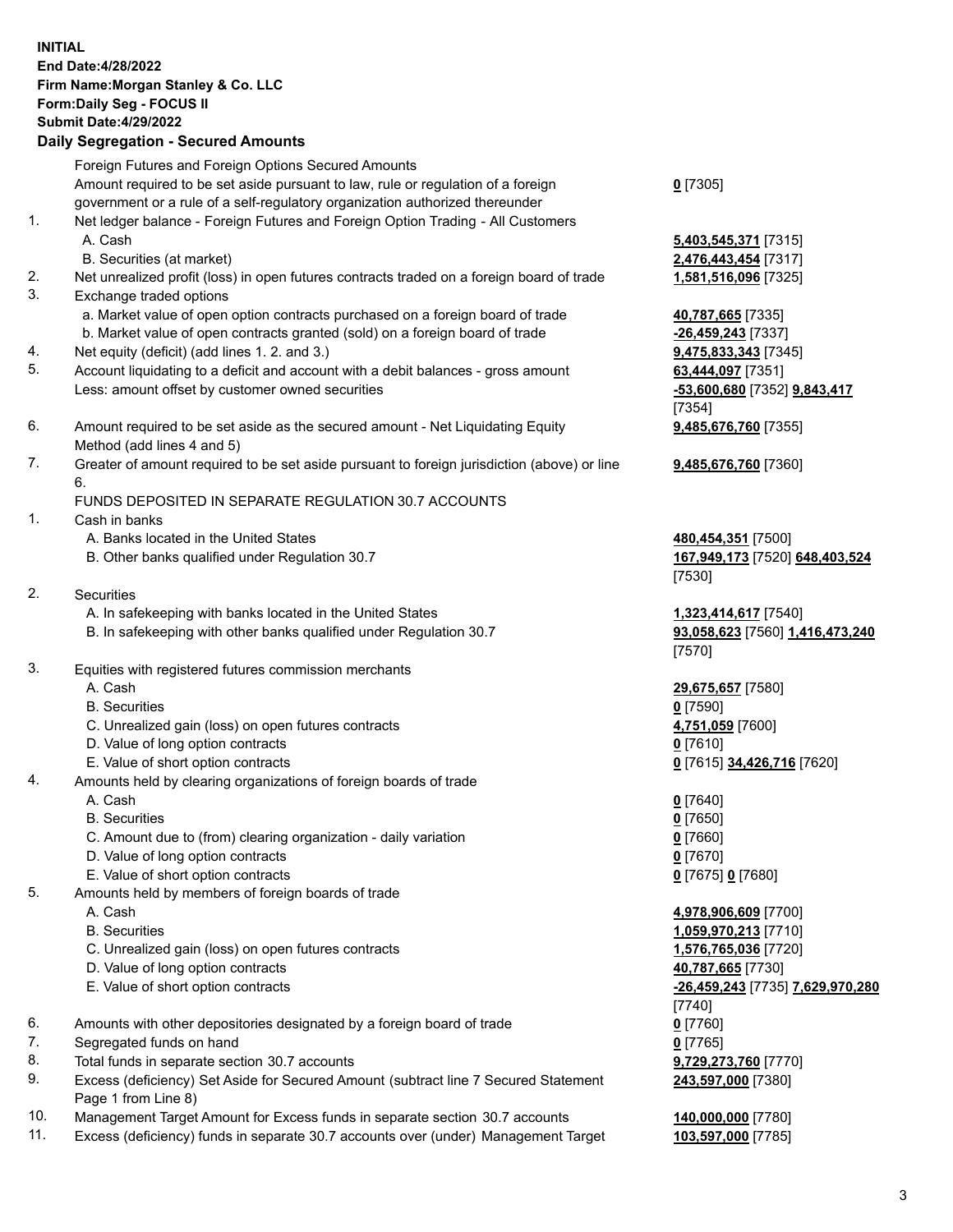**INITIAL**
**End Date:4/28/2022**
**Firm Name:Morgan Stanley & Co. LLC**
**Form:Daily Seg - FOCUS II**
**Submit Date:4/29/2022**

## Daily Segregation - Secured Amounts

| | | |
|---|---|---|
| | Foreign Futures and Foreign Options Secured Amounts | |
| | Amount required to be set aside pursuant to law, rule or regulation of a foreign government or a rule of a self-regulatory organization authorized thereunder | **0** [7305] |
| 1. | Net ledger balance - Foreign Futures and Foreign Option Trading - All Customers | |
| | A. Cash | **5,403,545,371** [7315] |
| | B. Securities (at market) | **2,476,443,454** [7317] |
| 2. | Net unrealized profit (loss) in open futures contracts traded on a foreign board of trade | **1,581,516,096** [7325] |
| 3. | Exchange traded options | |
| | a. Market value of open option contracts purchased on a foreign board of trade | **40,787,665** [7335] |
| | b. Market value of open contracts granted (sold) on a foreign board of trade | **-26,459,243** [7337] |
| 4. | Net equity (deficit) (add lines 1. 2. and 3.) | **9,475,833,343** [7345] |
| 5. | Account liquidating to a deficit and account with a debit balances - gross amount | **63,444,097** [7351] |
| | Less: amount offset by customer owned securities | **-53,600,680** [7352] **9,843,417** [7354] |
| 6. | Amount required to be set aside as the secured amount - Net Liquidating Equity Method (add lines 4 and 5) | **9,485,676,760** [7355] |
| 7. | Greater of amount required to be set aside pursuant to foreign jurisdiction (above) or line 6. | **9,485,676,760** [7360] |
| | FUNDS DEPOSITED IN SEPARATE REGULATION 30.7 ACCOUNTS | |
| 1. | Cash in banks | |
| | A. Banks located in the United States | **480,454,351** [7500] |
| | B. Other banks qualified under Regulation 30.7 | **167,949,173** [7520] **648,403,524** [7530] |
| 2. | Securities | |
| | A. In safekeeping with banks located in the United States | **1,323,414,617** [7540] |
| | B. In safekeeping with other banks qualified under Regulation 30.7 | **93,058,623** [7560] **1,416,473,240** [7570] |
| 3. | Equities with registered futures commission merchants | |
| | A. Cash | **29,675,657** [7580] |
| | B. Securities | **0** [7590] |
| | C. Unrealized gain (loss) on open futures contracts | **4,751,059** [7600] |
| | D. Value of long option contracts | **0** [7610] |
| | E. Value of short option contracts | **0** [7615] **34,426,716** [7620] |
| 4. | Amounts held by clearing organizations of foreign boards of trade | |
| | A. Cash | **0** [7640] |
| | B. Securities | **0** [7650] |
| | C. Amount due to (from) clearing organization - daily variation | **0** [7660] |
| | D. Value of long option contracts | **0** [7670] |
| | E. Value of short option contracts | **0** [7675] **0** [7680] |
| 5. | Amounts held by members of foreign boards of trade | |
| | A. Cash | **4,978,906,609** [7700] |
| | B. Securities | **1,059,970,213** [7710] |
| | C. Unrealized gain (loss) on open futures contracts | **1,576,765,036** [7720] |
| | D. Value of long option contracts | **40,787,665** [7730] |
| | E. Value of short option contracts | **-26,459,243** [7735] **7,629,970,280** [7740] |
| 6. | Amounts with other depositories designated by a foreign board of trade | **0** [7760] |
| 7. | Segregated funds on hand | **0** [7765] |
| 8. | Total funds in separate section 30.7 accounts | **9,729,273,760** [7770] |
| 9. | Excess (deficiency) Set Aside for Secured Amount (subtract line 7 Secured Statement Page 1 from Line 8) | **243,597,000** [7380] |
| 10. | Management Target Amount for Excess funds in separate section 30.7 accounts | **140,000,000** [7780] |
| 11. | Excess (deficiency) funds in separate 30.7 accounts over (under) Management Target | **103,597,000** [7785] |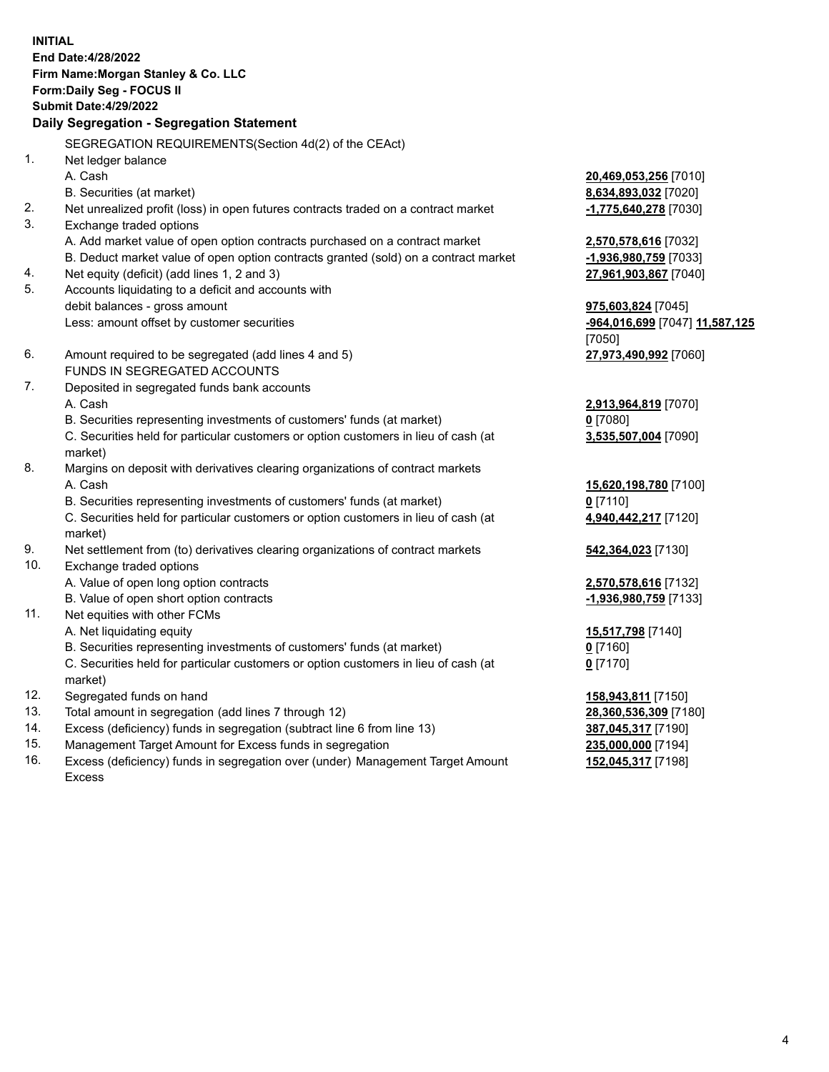**INITIAL**
**End Date:4/28/2022**
**Firm Name:Morgan Stanley & Co. LLC**
**Form:Daily Seg - FOCUS II**
**Submit Date:4/29/2022**

## Daily Segregation - Segregation Statement

SEGREGATION REQUIREMENTS(Section 4d(2) of the CEAct)

| | | |
|---|---|---|
| 1. | Net ledger balance | |
| | A. Cash | **20,469,053,256** [7010] |
| | B. Securities (at market) | **8,634,893,032** [7020] |
| 2. | Net unrealized profit (loss) in open futures contracts traded on a contract market | **-1,775,640,278** [7030] |
| 3. | Exchange traded options | |
| | A. Add market value of open option contracts purchased on a contract market | **2,570,578,616** [7032] |
| | B. Deduct market value of open option contracts granted (sold) on a contract market | **-1,936,980,759** [7033] |
| 4. | Net equity (deficit) (add lines 1, 2 and 3) | **27,961,903,867** [7040] |
| 5. | Accounts liquidating to a deficit and accounts with debit balances - gross amount | **975,603,824** [7045] |
| | Less: amount offset by customer securities | **-964,016,699** [7047] **11,587,125** [7050] |
| 6. | Amount required to be segregated (add lines 4 and 5) | **27,973,490,992** [7060] |
| | FUNDS IN SEGREGATED ACCOUNTS | |
| 7. | Deposited in segregated funds bank accounts | |
| | A. Cash | **2,913,964,819** [7070] |
| | B. Securities representing investments of customers' funds (at market) | **0** [7080] |
| | C. Securities held for particular customers or option customers in lieu of cash (at market) | **3,535,507,004** [7090] |
| 8. | Margins on deposit with derivatives clearing organizations of contract markets | |
| | A. Cash | **15,620,198,780** [7100] |
| | B. Securities representing investments of customers' funds (at market) | **0** [7110] |
| | C. Securities held for particular customers or option customers in lieu of cash (at market) | **4,940,442,217** [7120] |
| 9. | Net settlement from (to) derivatives clearing organizations of contract markets | **542,364,023** [7130] |
| 10. | Exchange traded options | |
| | A. Value of open long option contracts | **2,570,578,616** [7132] |
| | B. Value of open short option contracts | **-1,936,980,759** [7133] |
| 11. | Net equities with other FCMs | |
| | A. Net liquidating equity | **15,517,798** [7140] |
| | B. Securities representing investments of customers' funds (at market) | **0** [7160] |
| | C. Securities held for particular customers or option customers in lieu of cash (at market) | **0** [7170] |
| 12. | Segregated funds on hand | **158,943,811** [7150] |
| 13. | Total amount in segregation (add lines 7 through 12) | **28,360,536,309** [7180] |
| 14. | Excess (deficiency) funds in segregation (subtract line 6 from line 13) | **387,045,317** [7190] |
| 15. | Management Target Amount for Excess funds in segregation | **235,000,000** [7194] |
| 16. | Excess (deficiency) funds in segregation over (under) Management Target Amount Excess | **152,045,317** [7198] |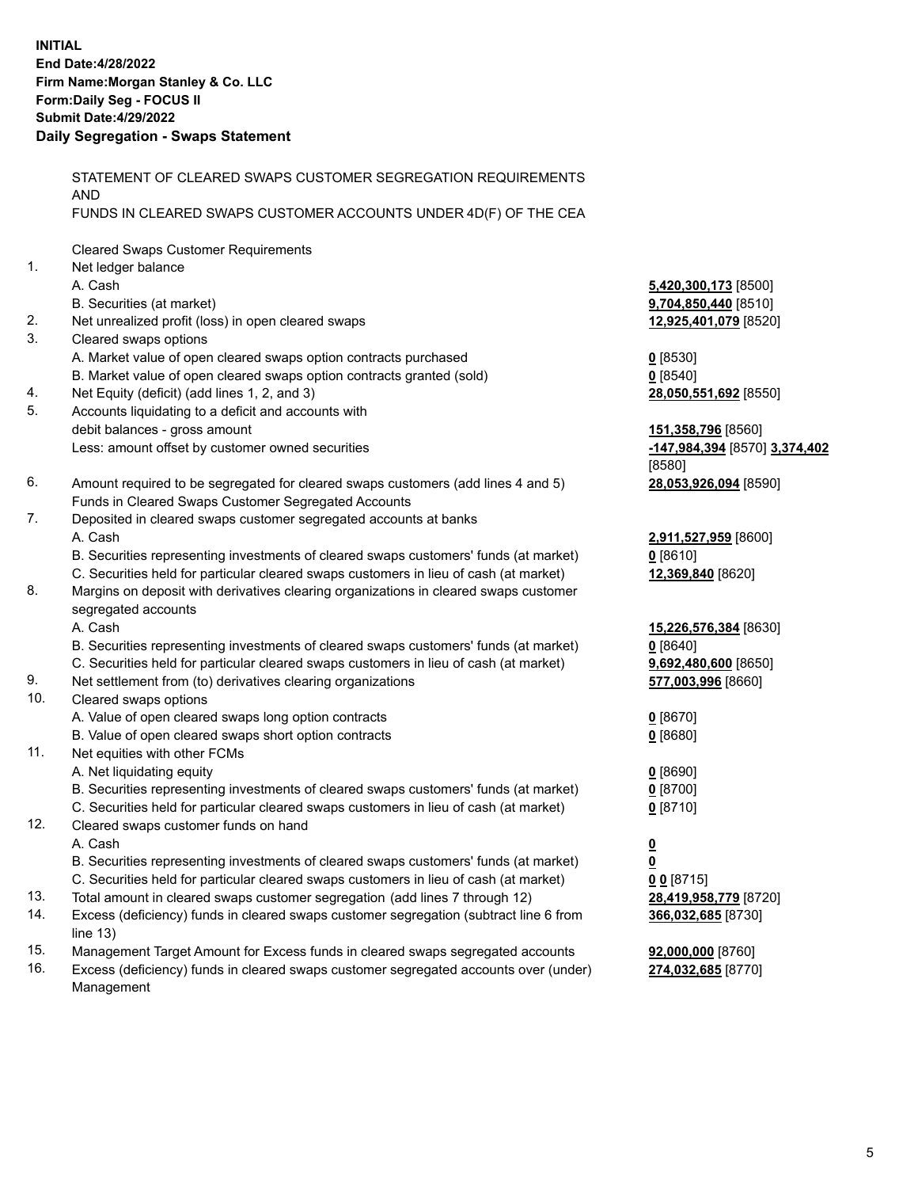**INITIAL**
**End Date:4/28/2022**
**Firm Name:Morgan Stanley & Co. LLC**
**Form:Daily Seg - FOCUS II**
**Submit Date:4/29/2022**
**Daily Segregation - Swaps Statement**

STATEMENT OF CLEARED SWAPS CUSTOMER SEGREGATION REQUIREMENTS AND FUNDS IN CLEARED SWAPS CUSTOMER ACCOUNTS UNDER 4D(F) OF THE CEA

| | | |
|---|---|---|
| | Cleared Swaps Customer Requirements | |
| 1. | Net ledger balance | |
| | A. Cash | **5,420,300,173** [8500] |
| | B. Securities (at market) | **9,704,850,440** [8510] |
| 2. | Net unrealized profit (loss) in open cleared swaps | **12,925,401,079** [8520] |
| 3. | Cleared swaps options | |
| | A. Market value of open cleared swaps option contracts purchased | **0** [8530] |
| | B. Market value of open cleared swaps option contracts granted (sold) | **0** [8540] |
| 4. | Net Equity (deficit) (add lines 1, 2, and 3) | **28,050,551,692** [8550] |
| 5. | Accounts liquidating to a deficit and accounts with debit balances - gross amount | **151,358,796** [8560] |
| | Less: amount offset by customer owned securities | **-147,984,394** [8570] **3,374,402** [8580] |
| 6. | Amount required to be segregated for cleared swaps customers (add lines 4 and 5) | **28,053,926,094** [8590] |
| | Funds in Cleared Swaps Customer Segregated Accounts | |
| 7. | Deposited in cleared swaps customer segregated accounts at banks | |
| | A. Cash | **2,911,527,959** [8600] |
| | B. Securities representing investments of cleared swaps customers' funds (at market) | **0** [8610] |
| | C. Securities held for particular cleared swaps customers in lieu of cash (at market) | **12,369,840** [8620] |
| 8. | Margins on deposit with derivatives clearing organizations in cleared swaps customer segregated accounts | |
| | A. Cash | **15,226,576,384** [8630] |
| | B. Securities representing investments of cleared swaps customers' funds (at market) | **0** [8640] |
| | C. Securities held for particular cleared swaps customers in lieu of cash (at market) | **9,692,480,600** [8650] |
| 9. | Net settlement from (to) derivatives clearing organizations | **577,003,996** [8660] |
| 10. | Cleared swaps options | |
| | A. Value of open cleared swaps long option contracts | **0** [8670] |
| | B. Value of open cleared swaps short option contracts | **0** [8680] |
| 11. | Net equities with other FCMs | |
| | A. Net liquidating equity | **0** [8690] |
| | B. Securities representing investments of cleared swaps customers' funds (at market) | **0** [8700] |
| | C. Securities held for particular cleared swaps customers in lieu of cash (at market) | **0** [8710] |
| 12. | Cleared swaps customer funds on hand | |
| | A. Cash | **0** |
| | B. Securities representing investments of cleared swaps customers' funds (at market) | **0** |
| | C. Securities held for particular cleared swaps customers in lieu of cash (at market) | **0** **0** [8715] |
| 13. | Total amount in cleared swaps customer segregation (add lines 7 through 12) | **28,419,958,779** [8720] |
| 14. | Excess (deficiency) funds in cleared swaps customer segregation (subtract line 6 from line 13) | **366,032,685** [8730] |
| 15. | Management Target Amount for Excess funds in cleared swaps segregated accounts | **92,000,000** [8760] |
| 16. | Excess (deficiency) funds in cleared swaps customer segregated accounts over (under) Management | **274,032,685** [8770] |